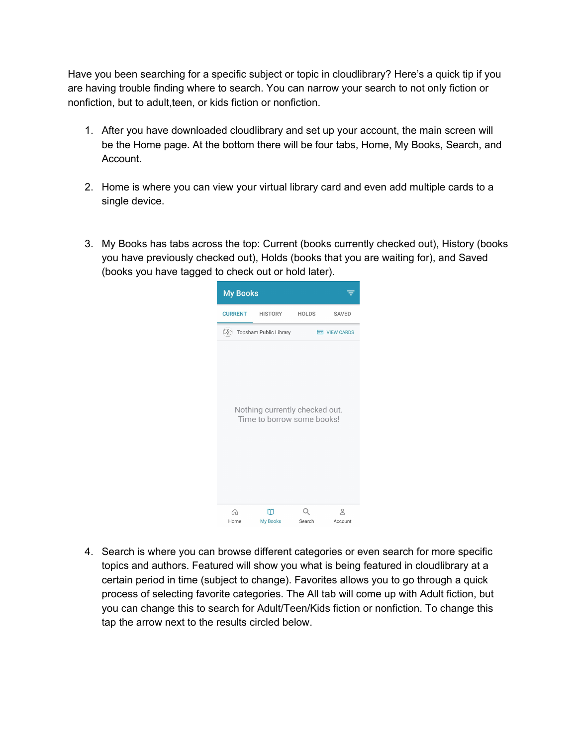Have you been searching for a specific subject or topic in cloudlibrary? Here's a quick tip if you are having trouble finding where to search. You can narrow your search to not only fiction or nonfiction, but to adult,teen, or kids fiction or nonfiction.

1. After you have downloaded cloudlibrary and set up your account, the main screen will be the Home page. At the bottom there will be four tabs, Home, My Books, Search, and Account.

2. Home is where you can view your virtual library card and even add multiple cards to a single device.

3. My Books has tabs across the top: Current (books currently checked out), History (books you have previously checked out), Holds (books that you are waiting for), and Saved (books you have tagged to check out or hold later).

4. Search is where you can browse different categories or even search for more specific topics and authors. Featured will show you what is being featured in cloudlibrary at a certain period in time (subject to change). Favorites allows you to go through a quick process of selecting favorite categories. The All tab will come up with Adult fiction, but you can change this to search for Adult/Teen/Kids fiction or nonfiction. To change this tap the arrow next to the results circled below.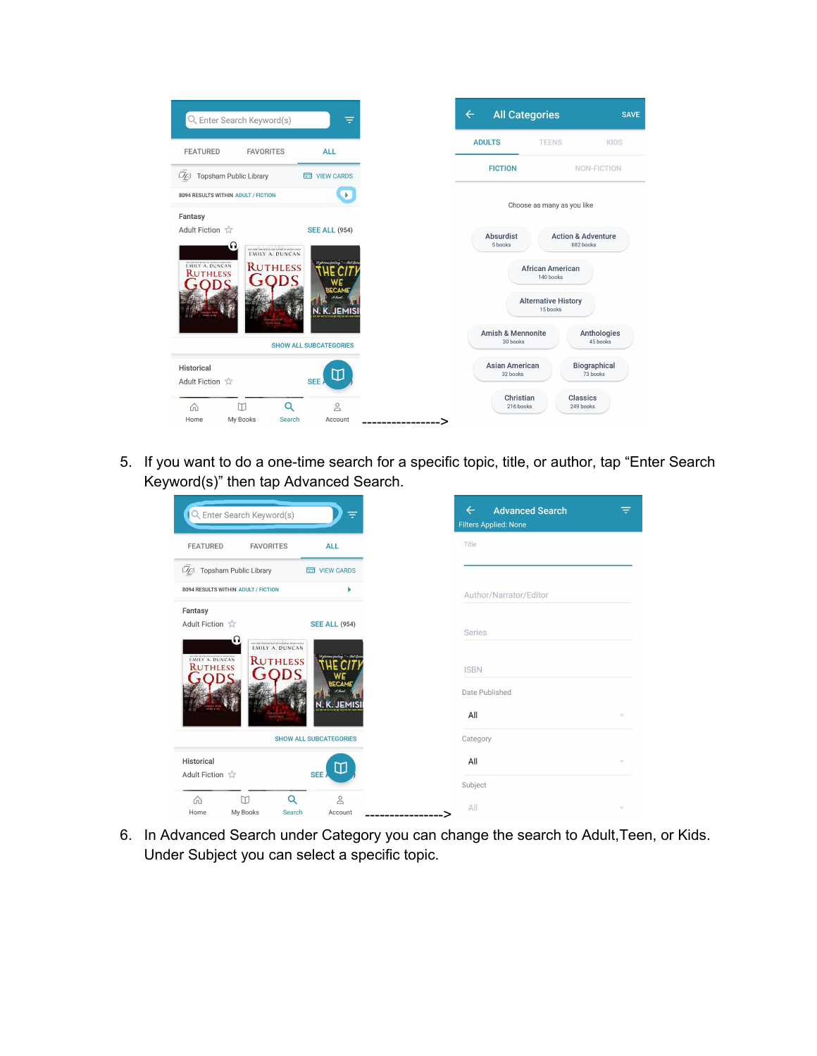5. If you want to do a one-time search for a specific topic, title, or author, tap “Enter Search Keyword(s)” then tap Advanced Search.

6. In Advanced Search under Category you can change the search to Adult,Teen, or Kids. Under Subject you can select a specific topic.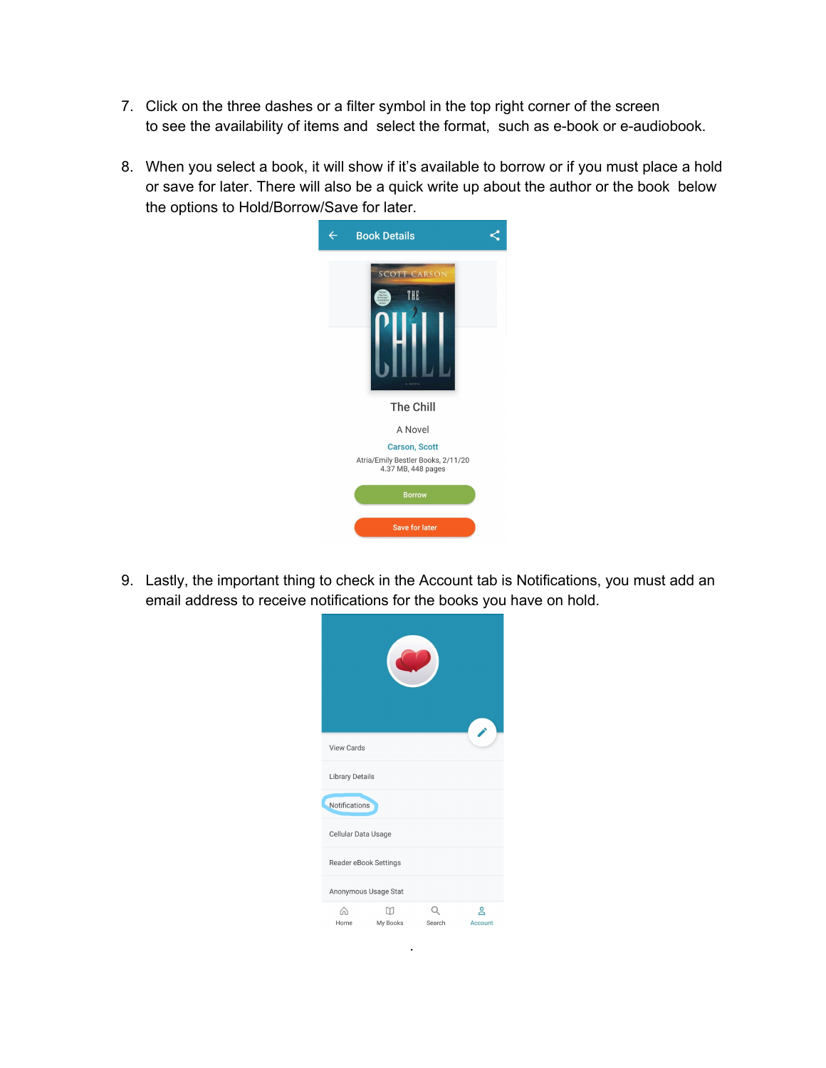7. Click on the three dashes or a filter symbol in the top right corner of the screen to see the availability of items and select the format, such as e-book or e-audiobook.

8. When you select a book, it will show if it's available to borrow or if you must place a hold or save for later. There will also be a quick write up about the author or the book below the options to Hold/Borrow/Save for later.

9. Lastly, the important thing to check in the Account tab is Notifications, you must add an email address to receive notifications for the books you have on hold.